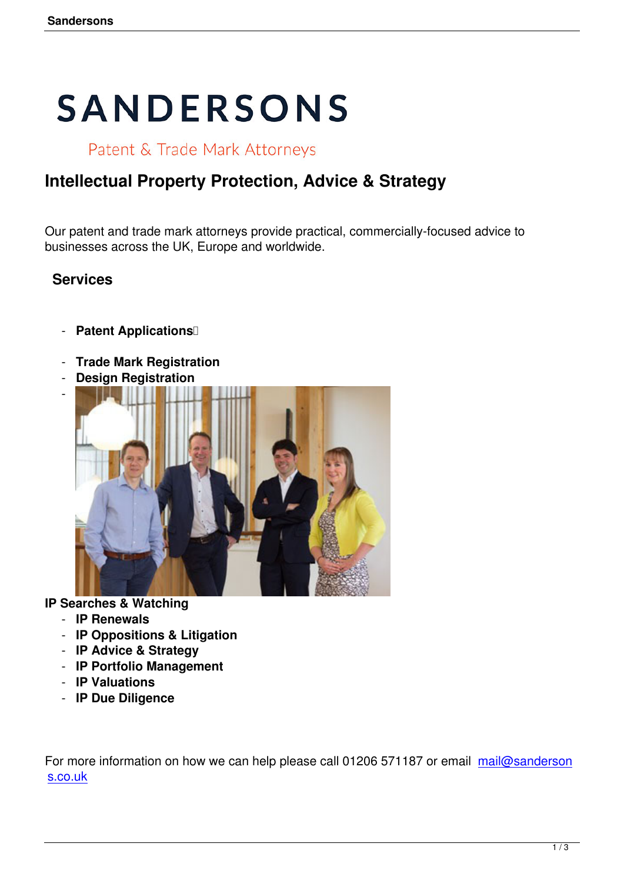# SANDERSONS

Patent & Trade Mark Attorneys

## Intellectual Property Protection, Advice & Strategy

Our patent and trade mark attorneys provide practical, commercially-focused advice to businesses across the UK, Europe and worldwide.

### Services

- **Patent Applications**
- **Trade Mark Registration**
- **Design Registration**
- **IP Searches & Watching**
- **IP Renewals**
- **IP Oppositions & Litigation**
- **IP Advice & Strategy**
- **IP Portfolio Management**
- **IP Valuations**
- **IP Due Diligence**

For more information on how we can help please call 01206 571187 or email mail@sandersons.co.uk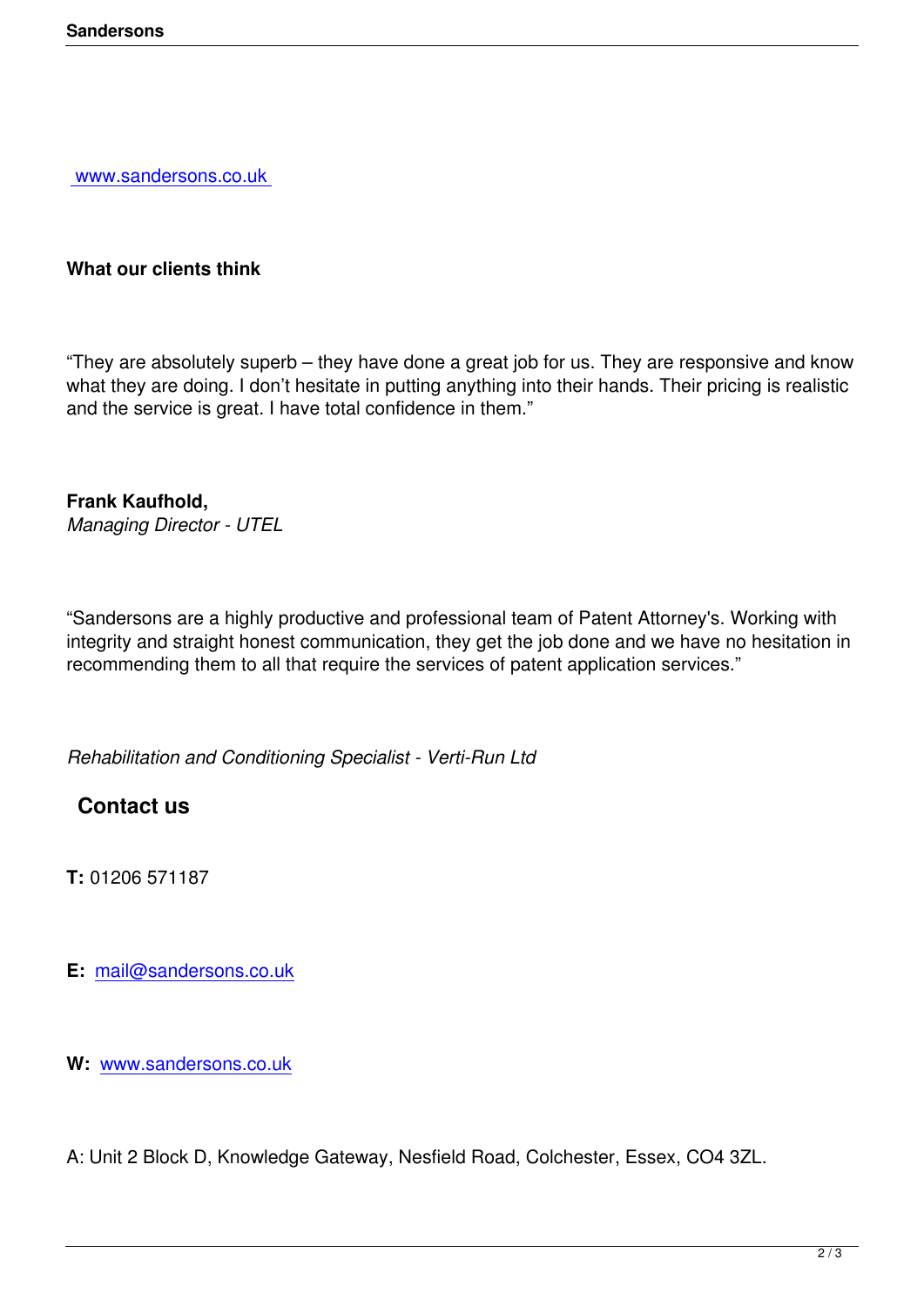www.sandersons.co.uk

**What our clients think**

“They are absolutely superb – they have done a great job for us. They are responsive and know what they are doing. I don’t hesitate in putting anything into their hands. Their pricing is realistic and the service is great. I have total confidence in them.”

**Frank Kaufhold,**
*Managing Director - UTEL*

“Sandersons are a highly productive and professional team of Patent Attorney's. Working with integrity and straight honest communication, they get the job done and we have no hesitation in recommending them to all that require the services of patent application services.”

*Rehabilitation and Conditioning Specialist - Verti-Run Ltd*

## Contact us

**T:** 01206 571187

**E:** mail@sandersons.co.uk

**W:** www.sandersons.co.uk

A: Unit 2 Block D, Knowledge Gateway, Nesfield Road, Colchester, Essex, CO4 3ZL.